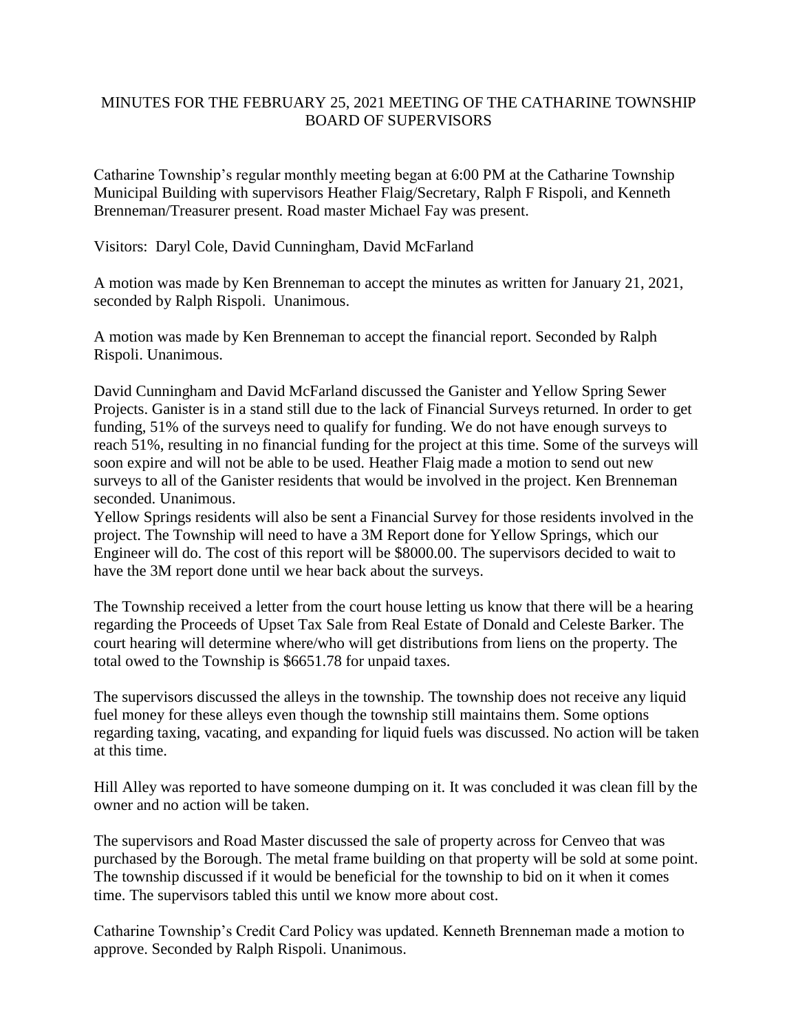# MINUTES FOR THE FEBRUARY 25, 2021 MEETING OF THE CATHARINE TOWNSHIP BOARD OF SUPERVISORS

Catharine Township's regular monthly meeting began at 6:00 PM at the Catharine Township Municipal Building with supervisors Heather Flaig/Secretary, Ralph F Rispoli, and Kenneth Brenneman/Treasurer present. Road master Michael Fay was present.

Visitors: Daryl Cole, David Cunningham, David McFarland

A motion was made by Ken Brenneman to accept the minutes as written for January 21, 2021, seconded by Ralph Rispoli. Unanimous.

A motion was made by Ken Brenneman to accept the financial report. Seconded by Ralph Rispoli. Unanimous.

David Cunningham and David McFarland discussed the Ganister and Yellow Spring Sewer Projects. Ganister is in a stand still due to the lack of Financial Surveys returned. In order to get funding, 51% of the surveys need to qualify for funding. We do not have enough surveys to reach 51%, resulting in no financial funding for the project at this time. Some of the surveys will soon expire and will not be able to be used. Heather Flaig made a motion to send out new surveys to all of the Ganister residents that would be involved in the project. Ken Brenneman seconded. Unanimous.

Yellow Springs residents will also be sent a Financial Survey for those residents involved in the project. The Township will need to have a 3M Report done for Yellow Springs, which our Engineer will do. The cost of this report will be $8000.00. The supervisors decided to wait to have the 3M report done until we hear back about the surveys.

The Township received a letter from the court house letting us know that there will be a hearing regarding the Proceeds of Upset Tax Sale from Real Estate of Donald and Celeste Barker. The court hearing will determine where/who will get distributions from liens on the property. The total owed to the Township is $6651.78 for unpaid taxes.

The supervisors discussed the alleys in the township. The township does not receive any liquid fuel money for these alleys even though the township still maintains them. Some options regarding taxing, vacating, and expanding for liquid fuels was discussed. No action will be taken at this time.

Hill Alley was reported to have someone dumping on it. It was concluded it was clean fill by the owner and no action will be taken.

The supervisors and Road Master discussed the sale of property across for Cenveo that was purchased by the Borough. The metal frame building on that property will be sold at some point. The township discussed if it would be beneficial for the township to bid on it when it comes time. The supervisors tabled this until we know more about cost.

Catharine Township's Credit Card Policy was updated. Kenneth Brenneman made a motion to approve. Seconded by Ralph Rispoli. Unanimous.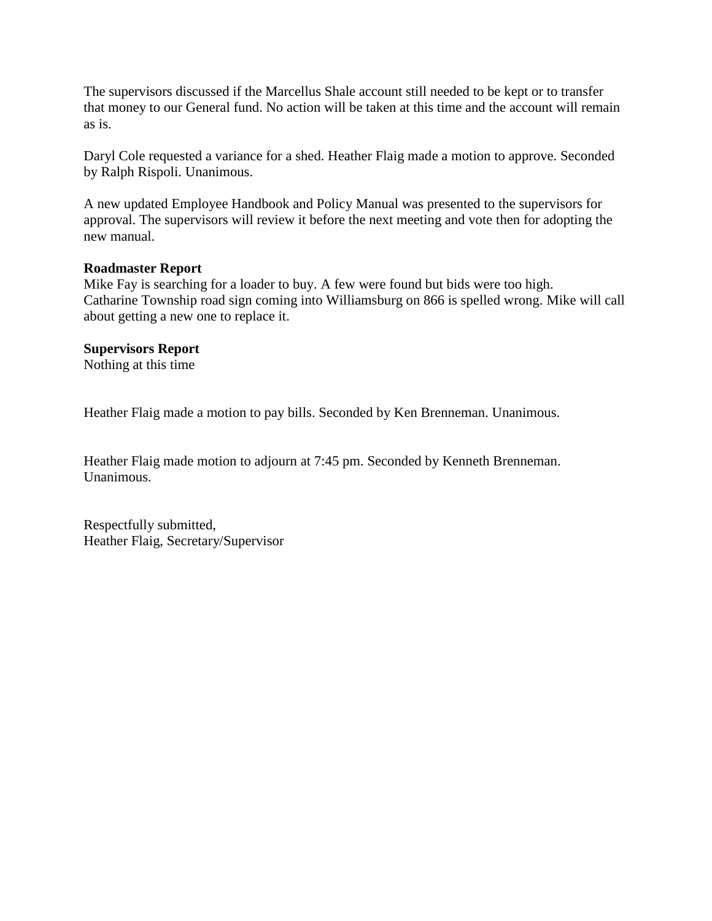The supervisors discussed if the Marcellus Shale account still needed to be kept or to transfer that money to our General fund. No action will be taken at this time and the account will remain as is.

Daryl Cole requested a variance for a shed. Heather Flaig made a motion to approve. Seconded by Ralph Rispoli. Unanimous.

A new updated Employee Handbook and Policy Manual was presented to the supervisors for approval. The supervisors will review it before the next meeting and vote then for adopting the new manual.

**Roadmaster Report**
Mike Fay is searching for a loader to buy. A few were found but bids were too high.
Catharine Township road sign coming into Williamsburg on 866 is spelled wrong. Mike will call about getting a new one to replace it.

**Supervisors Report**
Nothing at this time

Heather Flaig made a motion to pay bills. Seconded by Ken Brenneman. Unanimous.

Heather Flaig made motion to adjourn at 7:45 pm. Seconded by Kenneth Brenneman. Unanimous.

Respectfully submitted,
Heather Flaig, Secretary/Supervisor